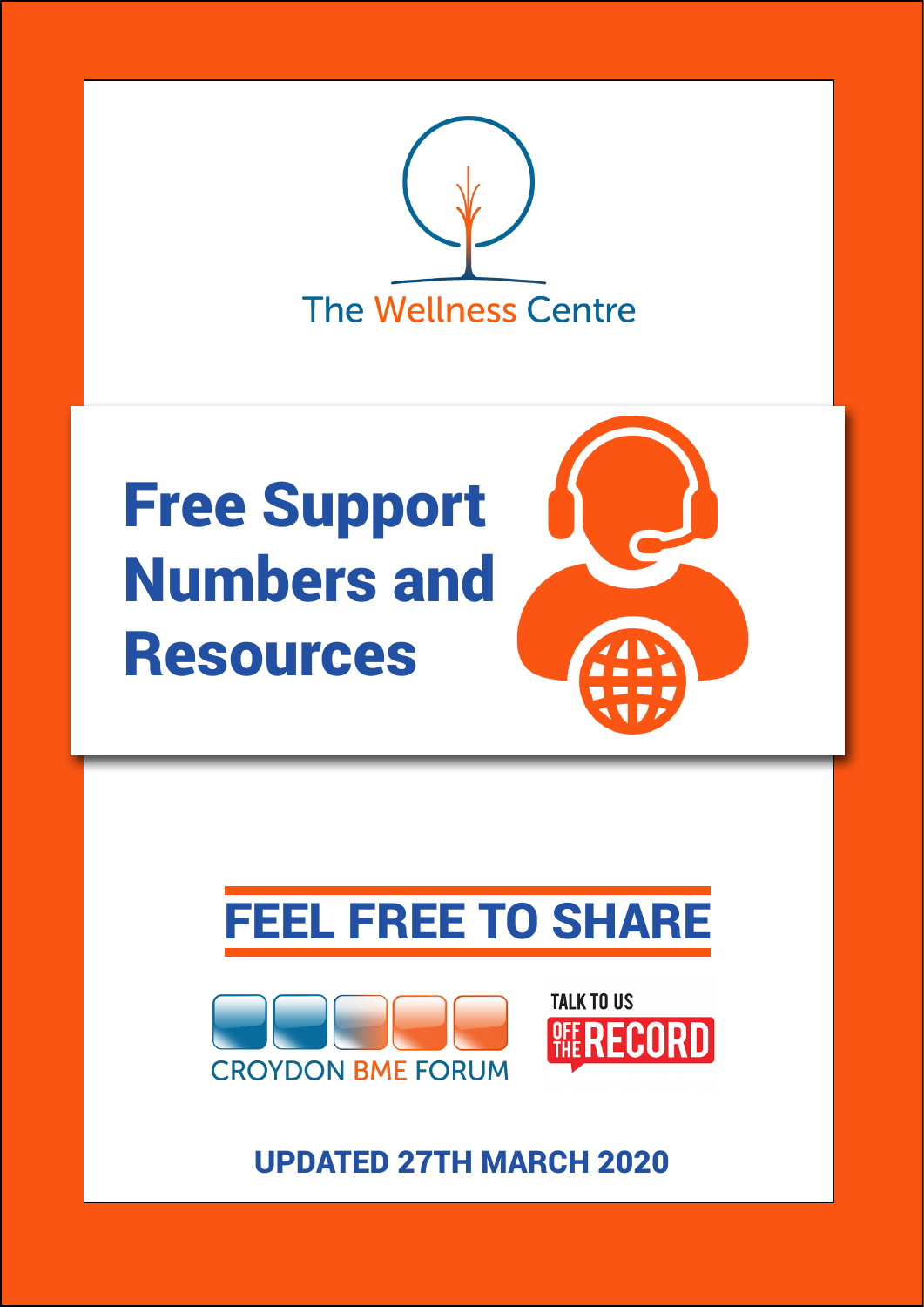The Wellness Centre

# Free Support Numbers and Resources

## FEEL FREE TO SHARE

CROYDON BME FORUM

TALK TO US OFF THE RECORD

UPDATED 27TH MARCH 2020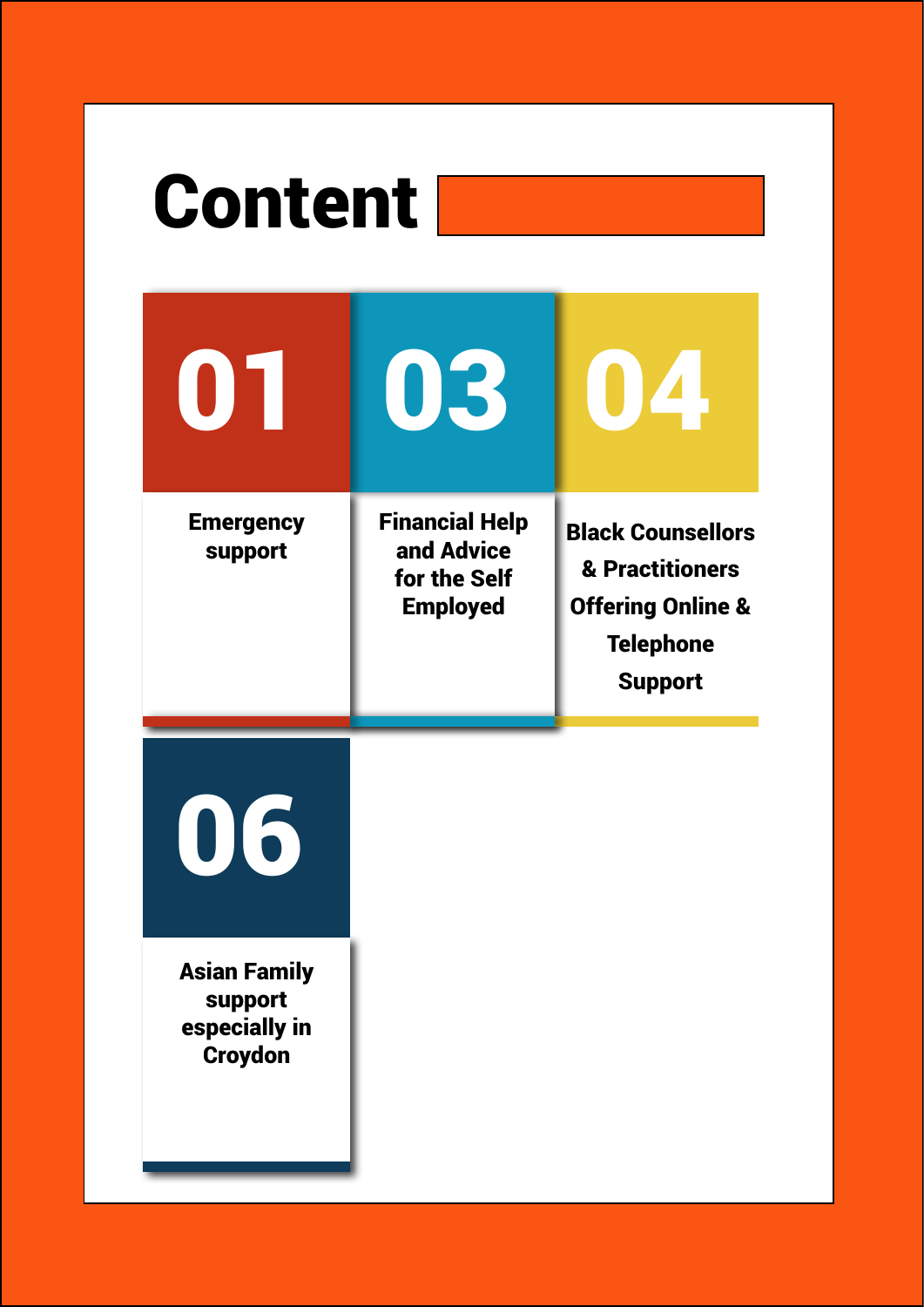# Content

**01**

**Emergency support**

**03**

**Financial Help and Advice for the Self Employed**

**04**

**Black Counsellors & Practitioners Offering Online & Telephone Support**

**06**

**Asian Family support especially in Croydon**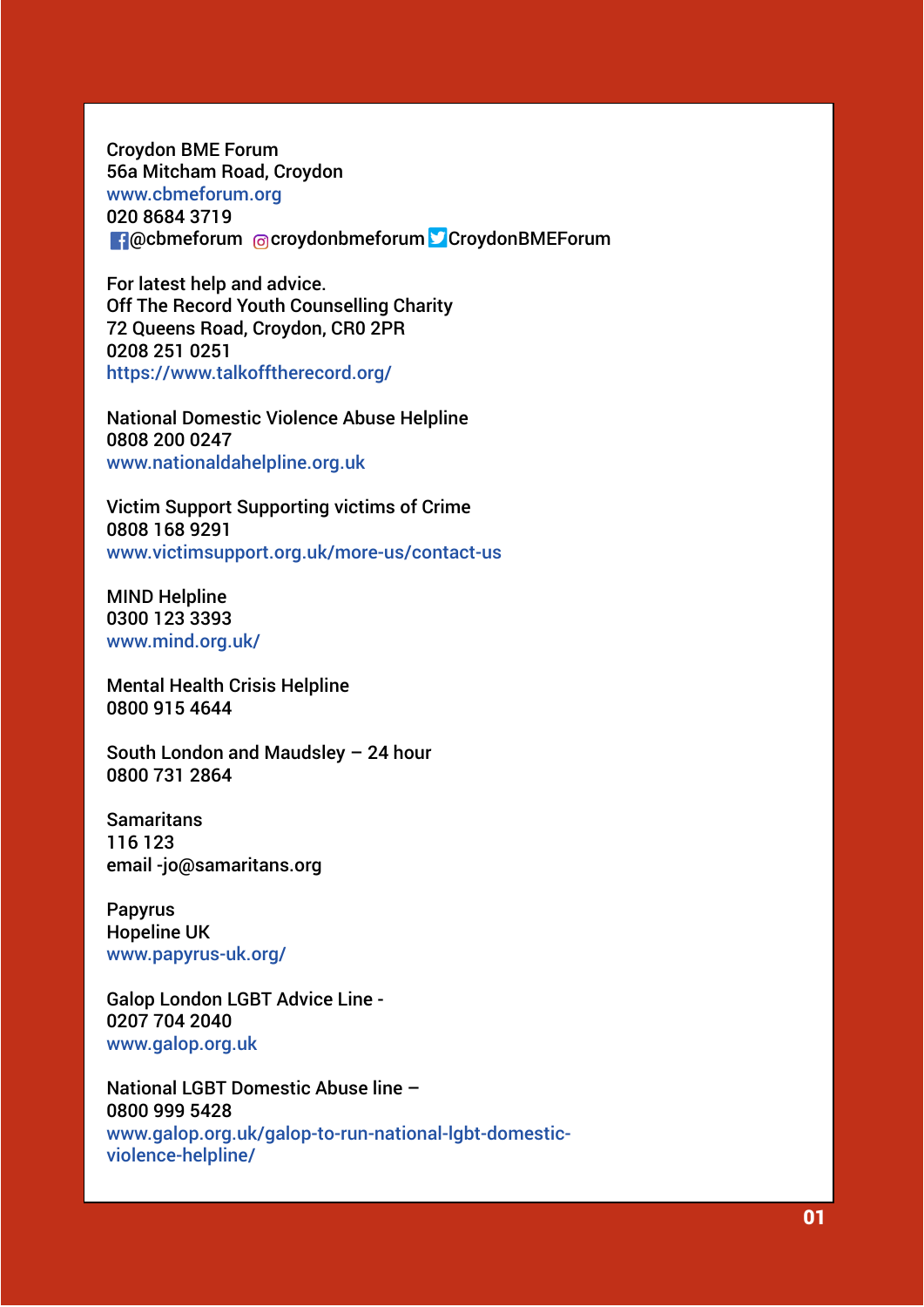Croydon BME Forum
56a Mitcham Road, Croydon
www.cbmeforum.org
020 8684 3719
@cbmeforum croydonbmeforum CroydonBMEForum

For latest help and advice.
Off The Record Youth Counselling Charity
72 Queens Road, Croydon, CR0 2PR
0208 251 0251
https://www.talkofftherecord.org/

National Domestic Violence Abuse Helpline
0808 200 0247
www.nationaldahelpline.org.uk

Victim Support Supporting victims of Crime
0808 168 9291
www.victimsupport.org.uk/more-us/contact-us

MIND Helpline
0300 123 3393
www.mind.org.uk/

Mental Health Crisis Helpline
0800 915 4644

South London and Maudsley – 24 hour
0800 731 2864

Samaritans
116 123
email -jo@samaritans.org

Papyrus
Hopeline UK
www.papyrus-uk.org/

Galop London LGBT Advice Line -
0207 704 2040
www.galop.org.uk

National LGBT Domestic Abuse line –
0800 999 5428
www.galop.org.uk/galop-to-run-national-lgbt-domestic-violence-helpline/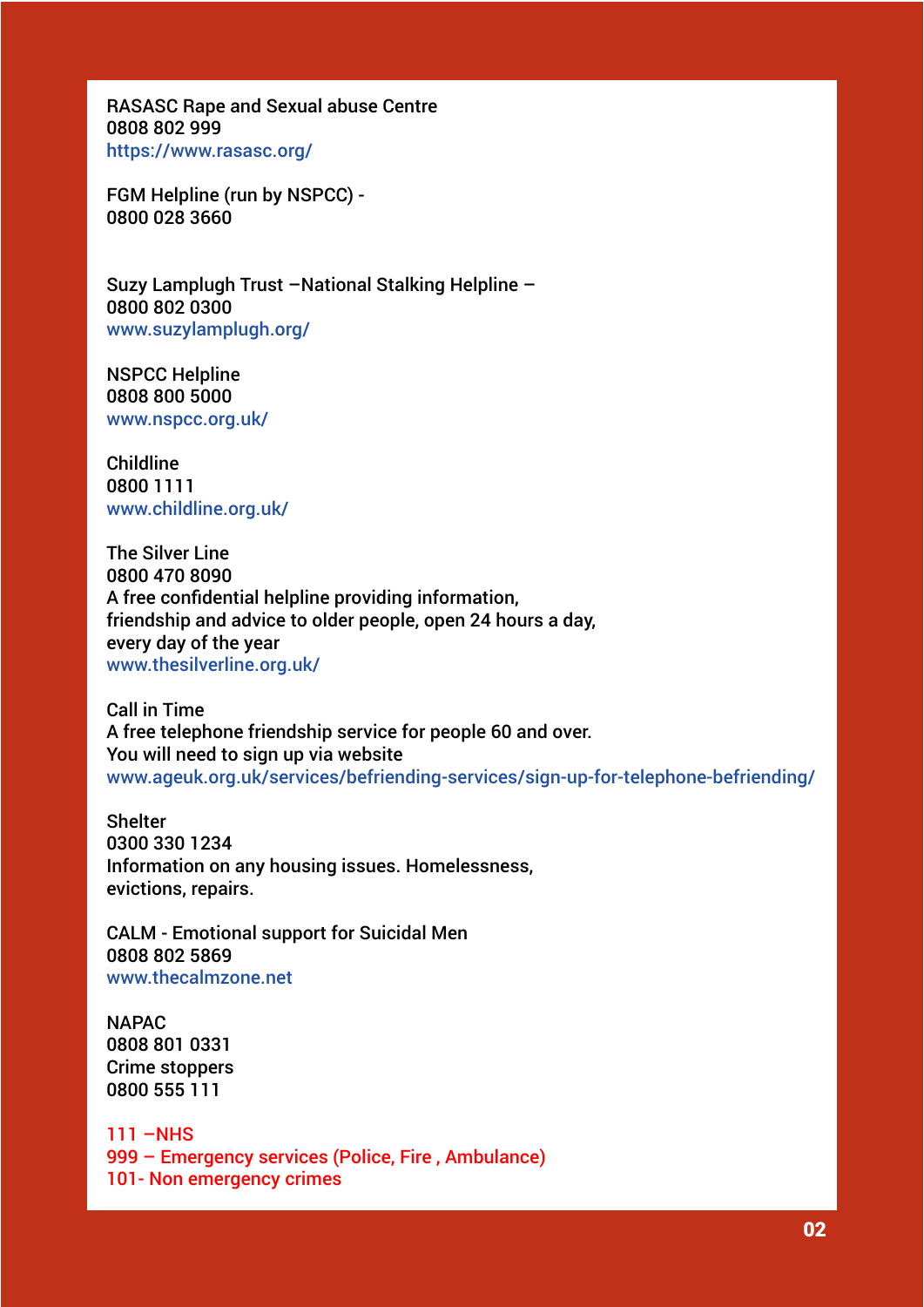RASASC Rape and Sexual abuse Centre
0808 802 999
https://www.rasasc.org/

FGM Helpline (run by NSPCC) -
0800 028 3660

Suzy Lamplugh Trust –National Stalking Helpline –
0800 802 0300
www.suzylamplugh.org/

NSPCC Helpline
0808 800 5000
www.nspcc.org.uk/

Childline
0800 1111
www.childline.org.uk/

The Silver Line
0800 470 8090
A free confidential helpline providing information,
friendship and advice to older people, open 24 hours a day,
every day of the year
www.thesilverline.org.uk/

Call in Time
A free telephone friendship service for people 60 and over.
You will need to sign up via website
www.ageuk.org.uk/services/befriending-services/sign-up-for-telephone-befriending/

Shelter
0300 330 1234
Information on any housing issues. Homelessness,
evictions, repairs.

CALM - Emotional support for Suicidal Men
0808 802 5869
www.thecalmzone.net

NAPAC
0808 801 0331
Crime stoppers
0800 555 111

111 –NHS
999 – Emergency services (Police, Fire , Ambulance)
101- Non emergency crimes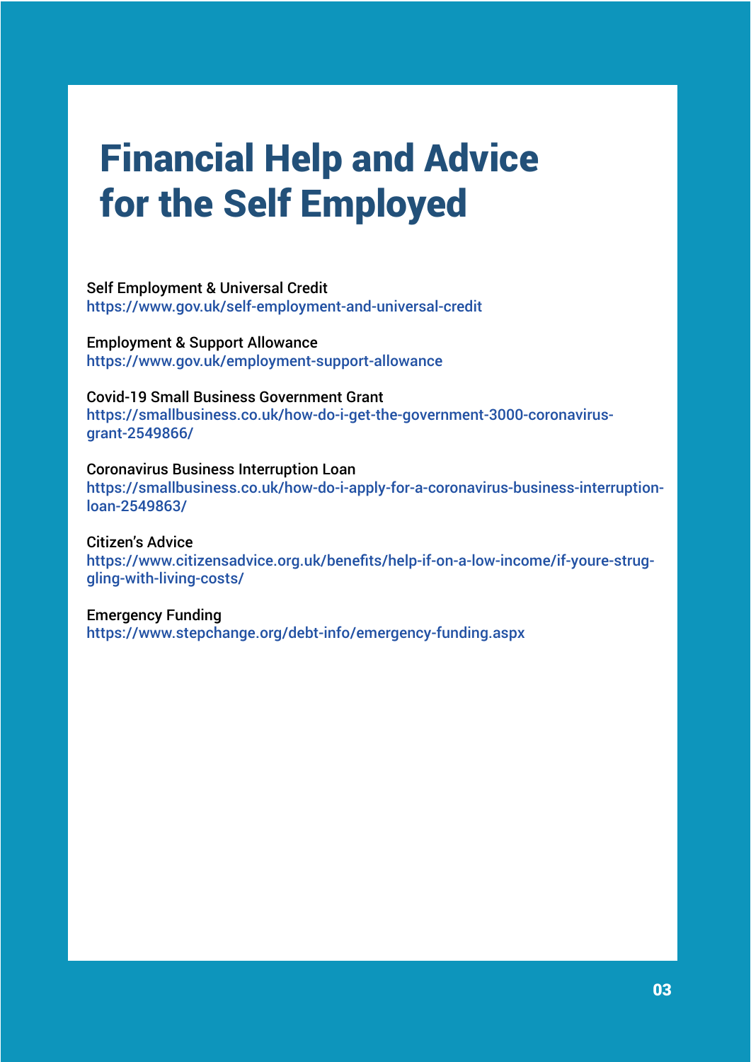# Financial Help and Advice for the Self Employed

Self Employment & Universal Credit
https://www.gov.uk/self-employment-and-universal-credit

Employment & Support Allowance
https://www.gov.uk/employment-support-allowance

Covid-19 Small Business Government Grant
https://smallbusiness.co.uk/how-do-i-get-the-government-3000-coronavirus-grant-2549866/

Coronavirus Business Interruption Loan
https://smallbusiness.co.uk/how-do-i-apply-for-a-coronavirus-business-interruption-loan-2549863/

Citizen's Advice
https://www.citizensadvice.org.uk/benefits/help-if-on-a-low-income/if-youre-struggling-with-living-costs/

Emergency Funding
https://www.stepchange.org/debt-info/emergency-funding.aspx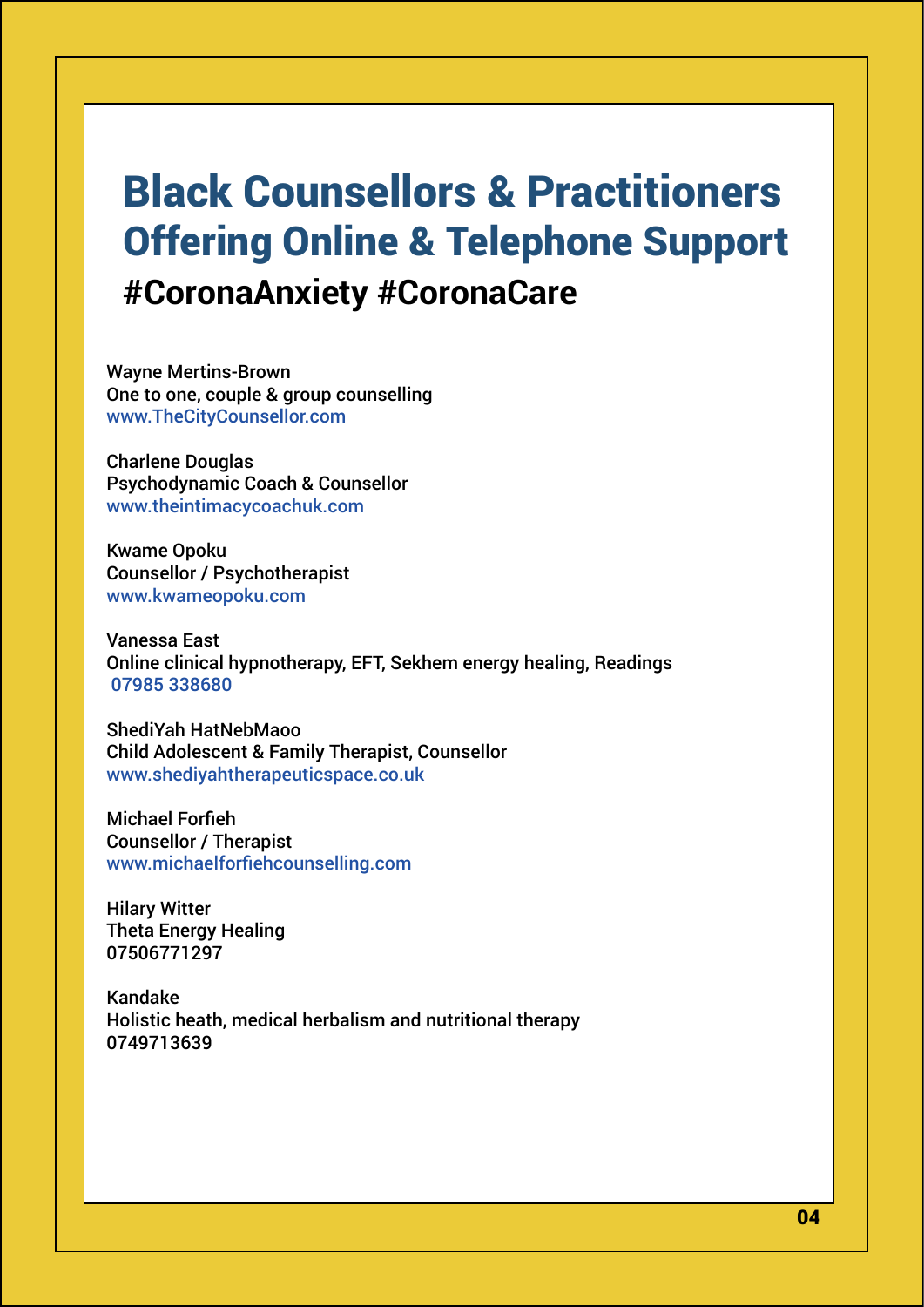# Black Counsellors & Practitioners Offering Online & Telephone Support

## #CoronaAnxiety #CoronaCare

Wayne Mertins-Brown
One to one, couple & group counselling
www.TheCityCounsellor.com

Charlene Douglas
Psychodynamic Coach & Counsellor
www.theintimacycoachuk.com

Kwame Opoku
Counsellor / Psychotherapist
www.kwameopoku.com

Vanessa East
Online clinical hypnotherapy, EFT, Sekhem energy healing, Readings
07985 338680

ShediYah HatNebMaoo
Child Adolescent & Family Therapist, Counsellor
www.shediyahtherapeuticspace.co.uk

Michael Forfieh
Counsellor / Therapist
www.michaelforfiehcounselling.com

Hilary Witter
Theta Energy Healing
07506771297

Kandake
Holistic heath, medical herbalism and nutritional therapy
0749713639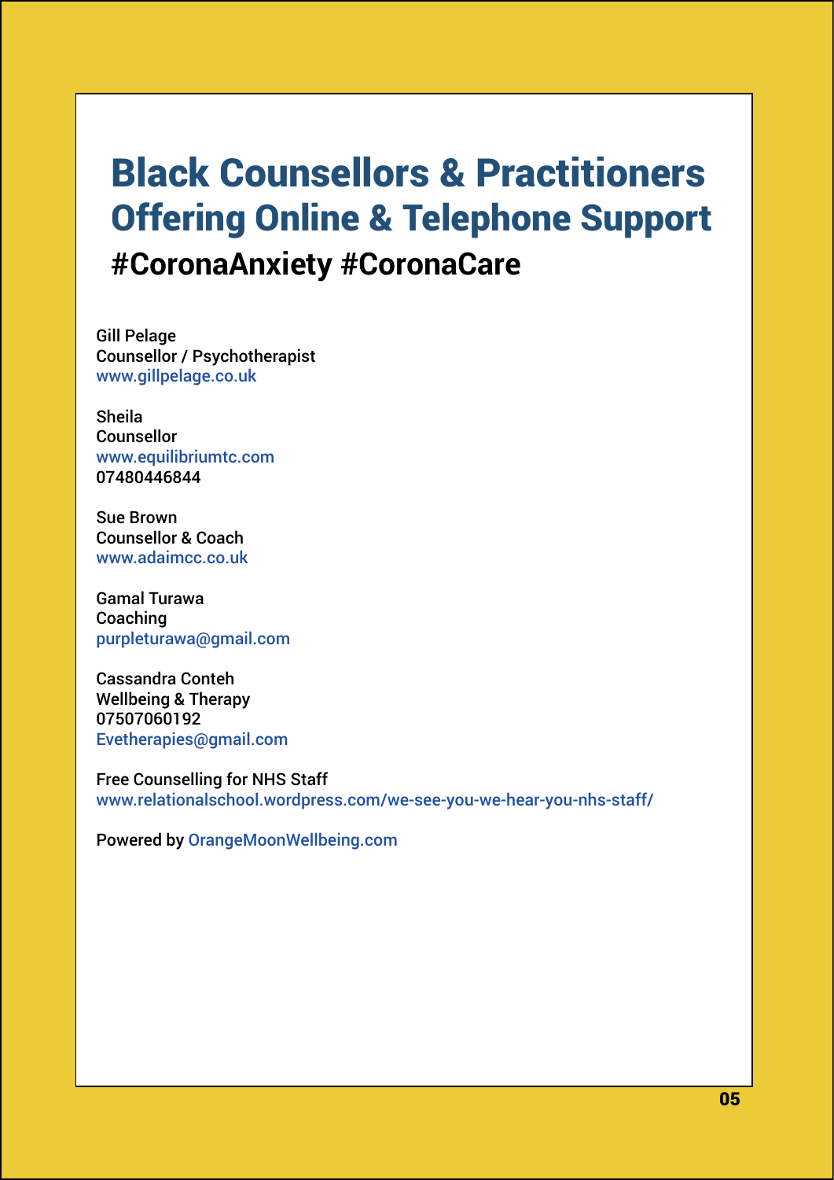# Black Counsellors & Practitioners Offering Online & Telephone Support

## #CoronaAnxiety #CoronaCare

Gill Pelage
Counsellor / Psychotherapist
www.gillpelage.co.uk

Sheila
Counsellor
www.equilibriumtc.com
07480446844

Sue Brown
Counsellor & Coach
www.adaimcc.co.uk

Gamal Turawa
Coaching
purpleturawa@gmail.com

Cassandra Conteh
Wellbeing & Therapy
07507060192
Evetherapies@gmail.com

Free Counselling for NHS Staff
www.relationalschool.wordpress.com/we-see-you-we-hear-you-nhs-staff/

Powered by OrangeMoonWellbeing.com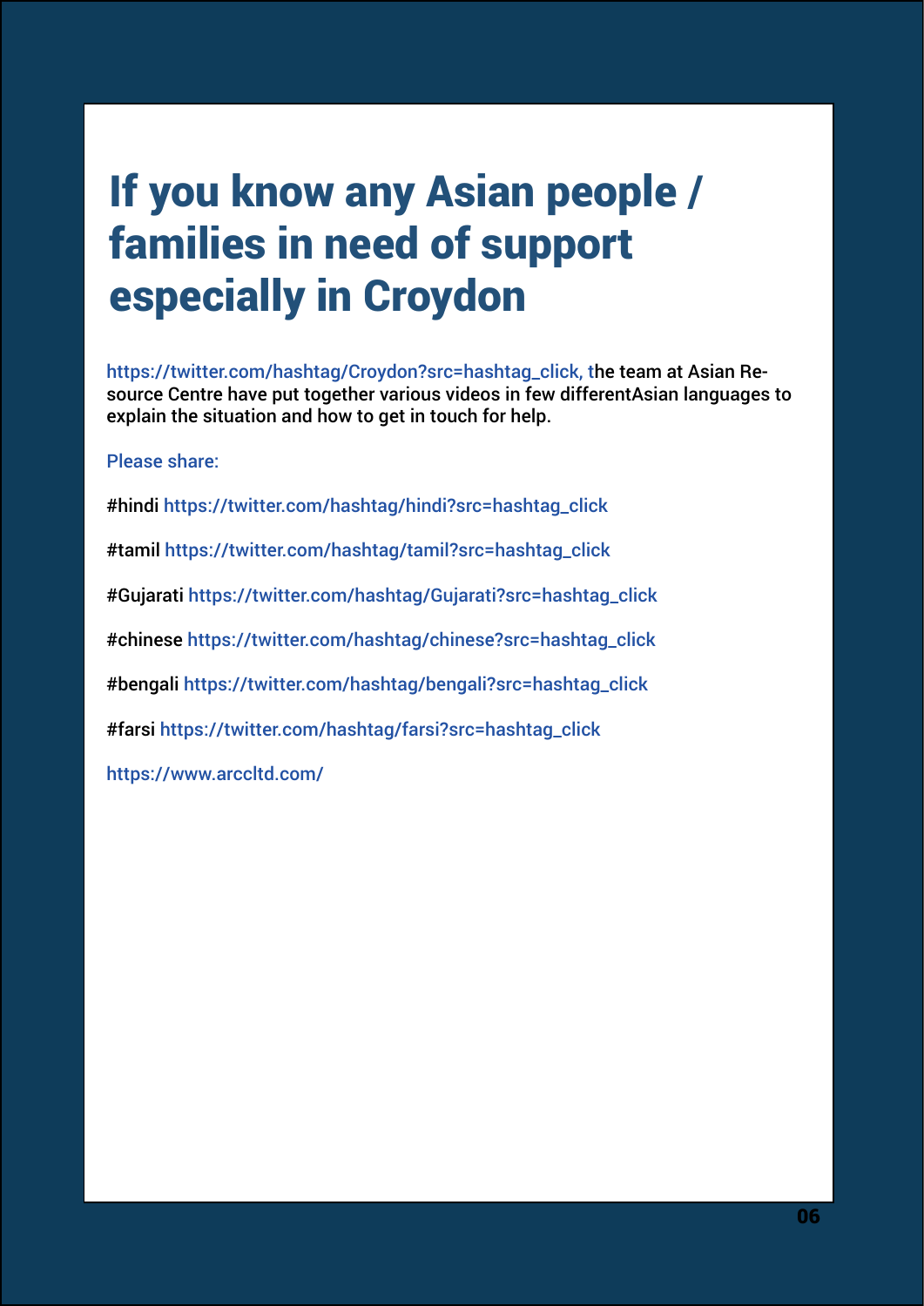# If you know any Asian people / families in need of support especially in Croydon

https://twitter.com/hashtag/Croydon?src=hashtag_click, the team at Asian Resource Centre have put together various videos in few differentAsian languages to explain the situation and how to get in touch for help.

Please share:

#hindi https://twitter.com/hashtag/hindi?src=hashtag_click

#tamil https://twitter.com/hashtag/tamil?src=hashtag_click

#Gujarati https://twitter.com/hashtag/Gujarati?src=hashtag_click

#chinese https://twitter.com/hashtag/chinese?src=hashtag_click

#bengali https://twitter.com/hashtag/bengali?src=hashtag_click

#farsi https://twitter.com/hashtag/farsi?src=hashtag_click

https://www.arccltd.com/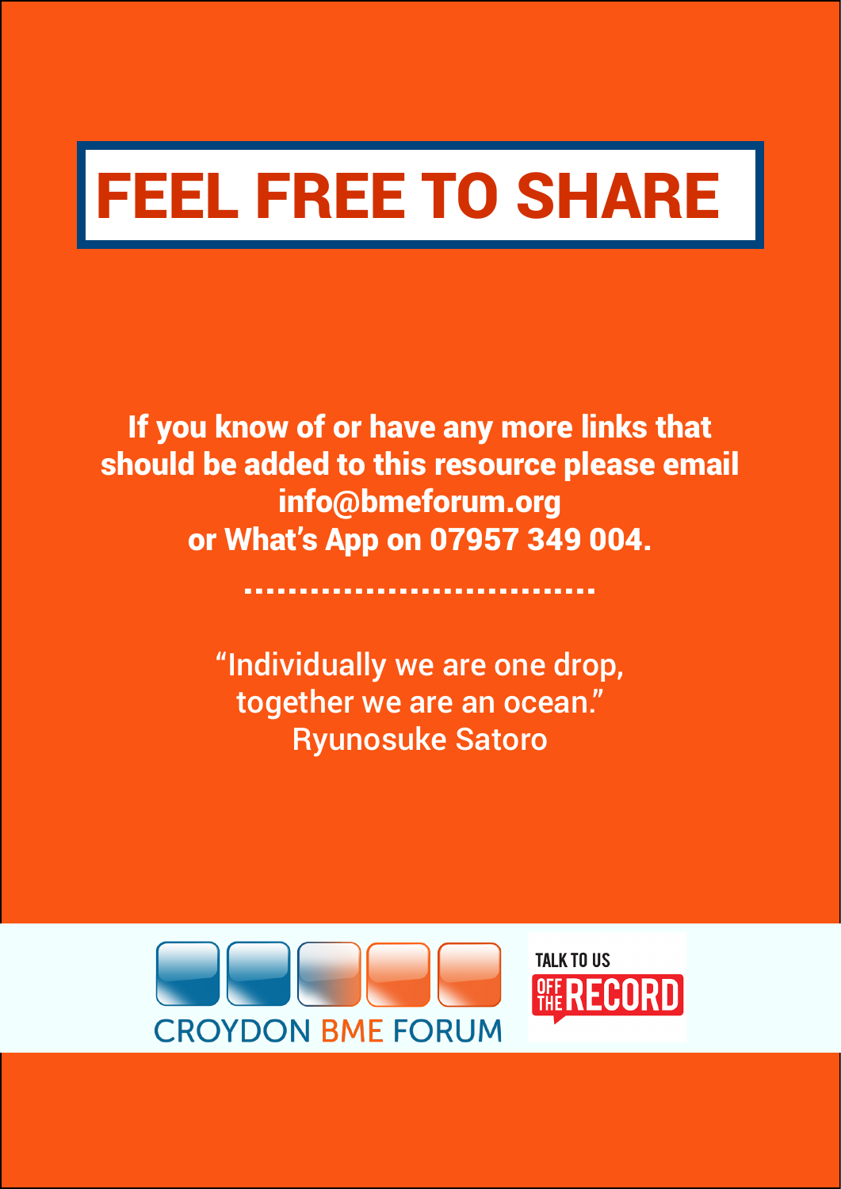# FEEL FREE TO SHARE

**If you know of or have any more links that should be added to this resource please email info@bmeforum.org or What's App on 07957 349 004.**

---

"Individually we are one drop,
together we are an ocean."
Ryunosuke Satoro

CROYDON BME FORUM

TALK TO US OFF THE RECORD